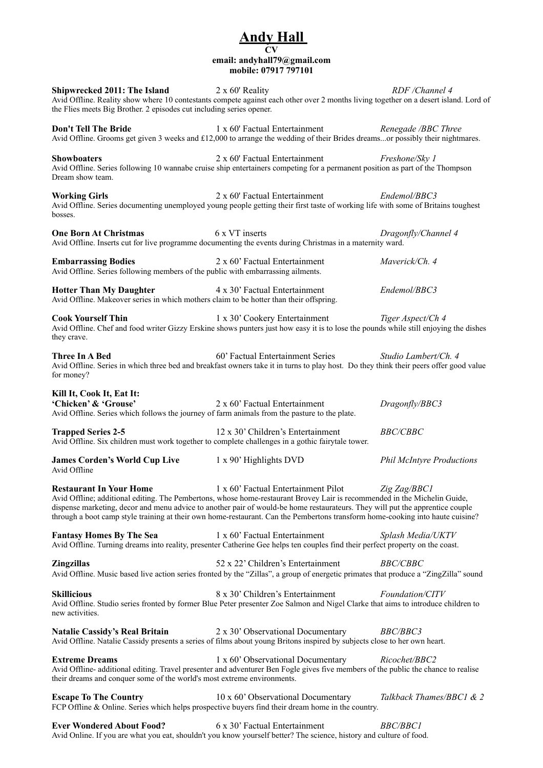# Andy Hall

**CV**

**email: andyhall79@gmail.com**

**mobile: 07917 797101**

**Shipwrecked 2011: The Island** — 2 x 60' Reality — *RDF /Channel 4*
Avid Offline. Reality show where 10 contestants compete against each other over 2 months living together on a desert island. Lord of the Flies meets Big Brother. 2 episodes cut including series opener.

**Don't Tell The Bride** — 1 x 60' Factual Entertainment — *Renegade /BBC Three*
Avid Offline. Grooms get given 3 weeks and £12,000 to arrange the wedding of their Brides dreams...or possibly their nightmares.

**Showboaters** — 2 x 60' Factual Entertainment — *Freshone/Sky 1*
Avid Offline. Series following 10 wannabe cruise ship entertainers competing for a permanent position as part of the Thompson Dream show team.

**Working Girls** — 2 x 60' Factual Entertainment — *Endemol/BBC3*
Avid Offline. Series documenting unemployed young people getting their first taste of working life with some of Britains toughest bosses.

**One Born At Christmas** — 6 x VT inserts — *Dragonfly/Channel 4*
Avid Offline. Inserts cut for live programme documenting the events during Christmas in a maternity ward.

**Embarrassing Bodies** — 2 x 60' Factual Entertainment — *Maverick/Ch. 4*
Avid Offline. Series following members of the public with embarrassing ailments.

**Hotter Than My Daughter** — 4 x 30' Factual Entertainment — *Endemol/BBC3*
Avid Offline. Makeover series in which mothers claim to be hotter than their offspring.

**Cook Yourself Thin** — 1 x 30' Cookery Entertainment — *Tiger Aspect/Ch 4*
Avid Offline. Chef and food writer Gizzy Erskine shows punters just how easy it is to lose the pounds while still enjoying the dishes they crave.

**Three In A Bed** — 60' Factual Entertainment Series — *Studio Lambert/Ch. 4*
Avid Offline. Series in which three bed and breakfast owners take it in turns to play host. Do they think their peers offer good value for money?

**Kill It, Cook It, Eat It:**
**'Chicken' & 'Grouse'** — 2 x 60' Factual Entertainment — *Dragonfly/BBC3*
Avid Offline. Series which follows the journey of farm animals from the pasture to the plate.

**Trapped Series 2-5** — 12 x 30' Children's Entertainment — *BBC/CBBC*
Avid Offline. Six children must work together to complete challenges in a gothic fairytale tower.

**James Corden's World Cup Live** — 1 x 90' Highlights DVD — *Phil McIntyre Productions*
Avid Offline

**Restaurant In Your Home** — 1 x 60' Factual Entertainment Pilot — *Zig Zag/BBC1*
Avid Offline; additional editing. The Pembertons, whose home-restaurant Brovey Lair is recommended in the Michelin Guide, dispense marketing, decor and menu advice to another pair of would-be home restaurateurs. They will put the apprentice couple through a boot camp style training at their own home-restaurant. Can the Pembertons transform home-cooking into haute cuisine?

**Fantasy Homes By The Sea** — 1 x 60' Factual Entertainment — *Splash Media/UKTV*
Avid Offline. Turning dreams into reality, presenter Catherine Gee helps ten couples find their perfect property on the coast.

**Zingzillas** — 52 x 22' Children's Entertainment — *BBC/CBBC*
Avid Offline. Music based live action series fronted by the "Zillas", a group of energetic primates that produce a "ZingZilla" sound

**Skillicious** — 8 x 30' Children's Entertainment — *Foundation/CITV*
Avid Offline. Studio series fronted by former Blue Peter presenter Zoe Salmon and Nigel Clarke that aims to introduce children to new activities.

**Natalie Cassidy's Real Britain** — 2 x 30' Observational Documentary — *BBC/BBC3*
Avid Offline. Natalie Cassidy presents a series of films about young Britons inspired by subjects close to her own heart.

**Extreme Dreams** — 1 x 60' Observational Documentary — *Ricochet/BBC2*
Avid Offline- additional editing. Travel presenter and adventurer Ben Fogle gives five members of the public the chance to realise their dreams and conquer some of the world's most extreme environments.

**Escape To The Country** — 10 x 60' Observational Documentary — *Talkback Thames/BBC1 & 2*
FCP Offline & Online. Series which helps prospective buyers find their dream home in the country.

**Ever Wondered About Food?** — 6 x 30' Factual Entertainment — *BBC/BBC1*
Avid Online. If you are what you eat, shouldn't you know yourself better? The science, history and culture of food.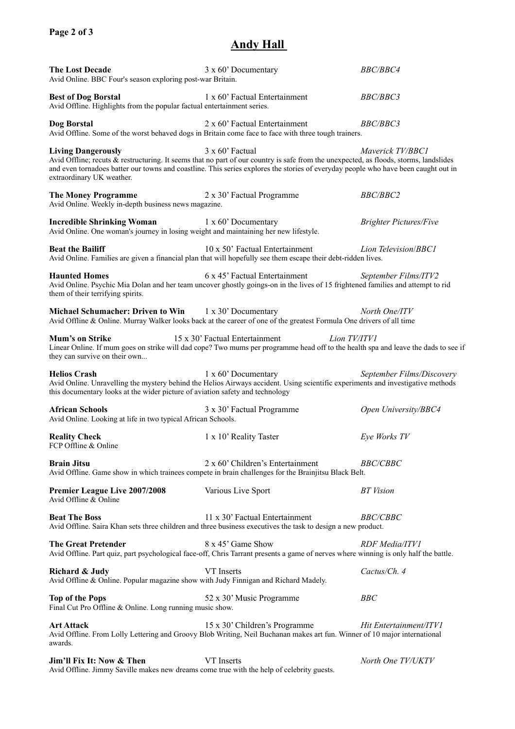# Andy Hall

**The Lost Decade** — 3 x 60' Documentary — *BBC/BBC4*
Avid Online. BBC Four's season exploring post-war Britain.

**Best of Dog Borstal** — 1 x 60' Factual Entertainment — *BBC/BBC3*
Avid Offline. Highlights from the popular factual entertainment series.

**Dog Borstal** — 2 x 60' Factual Entertainment — *BBC/BBC3*
Avid Offline. Some of the worst behaved dogs in Britain come face to face with three tough trainers.

**Living Dangerously** — 3 x 60' Factual — *Maverick TV/BBC1*
Avid Offline; recuts & restructuring. It seems that no part of our country is safe from the unexpected, as floods, storms, landslides and even tornadoes batter our towns and coastline. This series explores the stories of everyday people who have been caught out in extraordinary UK weather.

**The Money Programme** — 2 x 30' Factual Programme — *BBC/BBC2*
Avid Online. Weekly in-depth business news magazine.

**Incredible Shrinking Woman** — 1 x 60' Documentary — *Brighter Pictures/Five*
Avid Online. One woman's journey in losing weight and maintaining her new lifestyle.

**Beat the Bailiff** — 10 x 50' Factual Entertainment — *Lion Television/BBC1*
Avid Online. Families are given a financial plan that will hopefully see them escape their debt-ridden lives.

**Haunted Homes** — 6 x 45' Factual Entertainment — *September Films/ITV2*
Avid Online. Psychic Mia Dolan and her team uncover ghostly goings-on in the lives of 15 frightened families and attempt to rid them of their terrifying spirits.

**Michael Schumacher: Driven to Win** — 1 x 30' Documentary — *North One/ITV*
Avid Offline & Online. Murray Walker looks back at the career of one of the greatest Formula One drivers of all time

**Mum's on Strike** — 15 x 30' Factual Entertainment — *Lion TV/ITV1*
Linear Online. If mum goes on strike will dad cope? Two mums per programme head off to the health spa and leave the dads to see if they can survive on their own...

**Helios Crash** — 1 x 60' Documentary — *September Films/Discovery*
Avid Online. Unravelling the mystery behind the Helios Airways accident. Using scientific experiments and investigative methods this documentary looks at the wider picture of aviation safety and technology

**African Schools** — 3 x 30' Factual Programme — *Open University/BBC4*
Avid Online. Looking at life in two typical African Schools.

**Reality Check** — 1 x 10' Reality Taster — *Eye Works TV*
FCP Offline & Online

**Brain Jitsu** — 2 x 60' Children's Entertainment — *BBC/CBBC*
Avid Offline. Game show in which trainees compete in brain challenges for the Brainjitsu Black Belt.

**Premier League Live 2007/2008** — Various Live Sport — *BT Vision*
Avid Offline & Online

**Beat The Boss** — 11 x 30' Factual Entertainment — *BBC/CBBC*
Avid Offline. Saira Khan sets three children and three business executives the task to design a new product.

**The Great Pretender** — 8 x 45' Game Show — *RDF Media/ITV1*
Avid Offline. Part quiz, part psychological face-off, Chris Tarrant presents a game of nerves where winning is only half the battle.

**Richard & Judy** — VT Inserts — *Cactus/Ch. 4*
Avid Offline & Online. Popular magazine show with Judy Finnigan and Richard Madely.

**Top of the Pops** — 52 x 30' Music Programme — *BBC*
Final Cut Pro Offline & Online. Long running music show.

**Art Attack** — 15 x 30' Children's Programme — *Hit Entertainment/ITV1*
Avid Offline. From Lolly Lettering and Groovy Blob Writing, Neil Buchanan makes art fun. Winner of 10 major international awards.

**Jim'll Fix It: Now & Then** — VT Inserts — *North One TV/UKTV*
Avid Offline. Jimmy Saville makes new dreams come true with the help of celebrity guests.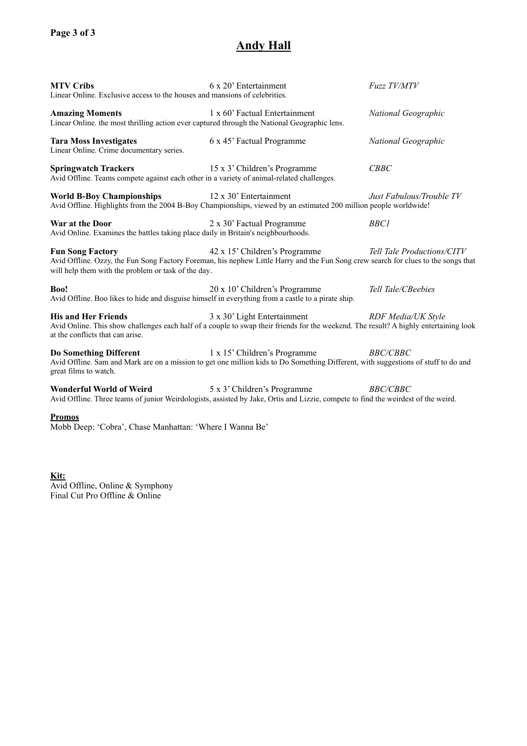# Andy Hall

**MTV Cribs** 6 x 20' Entertainment *Fuzz TV/MTV*
Linear Online. Exclusive access to the houses and mansions of celebrities.

**Amazing Moments** 1 x 60' Factual Entertainment *National Geographic*
Linear Online. the most thrilling action ever captured through the National Geographic lens.

**Tara Moss Investigates** 6 x 45' Factual Programme *National Geographic*
Linear Online. Crime documentary series.

**Springwatch Trackers** 15 x 3' Children's Programme *CBBC*
Avid Offline. Teams compete against each other in a variety of animal-related challenges.

**World B-Boy Championships** 12 x 30' Entertainment *Just Fabulous/Trouble TV*
Avid Offline. Highlights from the 2004 B-Boy Championships, viewed by an estimated 200 million people worldwide!

**War at the Door** 2 x 30' Factual Programme *BBC1*
Avid Online. Examines the battles taking place daily in Britain's neighbourhoods.

**Fun Song Factory** 42 x 15' Children's Programme *Tell Tale Productions/CITV*
Avid Offline. Ozzy, the Fun Song Factory Foreman, his nephew Little Harry and the Fun Song crew search for clues to the songs that will help them with the problem or task of the day.

**Boo!** 20 x 10' Children's Programme *Tell Tale/CBeebies*
Avid Offline. Boo likes to hide and disguise himself in everything from a castle to a pirate ship.

**His and Her Friends** 3 x 30' Light Entertainment *RDF Media/UK Style*
Avid Online. This show challenges each half of a couple to swap their friends for the weekend. The result? A highly entertaining look at the conflicts that can arise.

**Do Something Different** 1 x 15' Children's Programme *BBC/CBBC*
Avid Offline. Sam and Mark are on a mission to get one million kids to Do Something Different, with suggestions of stuff to do and great films to watch.

**Wonderful World of Weird** 5 x 3' Children's Programme *BBC/CBBC*
Avid Offline. Three teams of junior Weirdologists, assisted by Jake, Ortis and Lizzie, compete to find the weirdest of the weird.

**Promos**
Mobb Deep: 'Cobra', Chase Manhattan: 'Where I Wanna Be'

**Kit:**
Avid Offline, Online & Symphony
Final Cut Pro Offline & Online